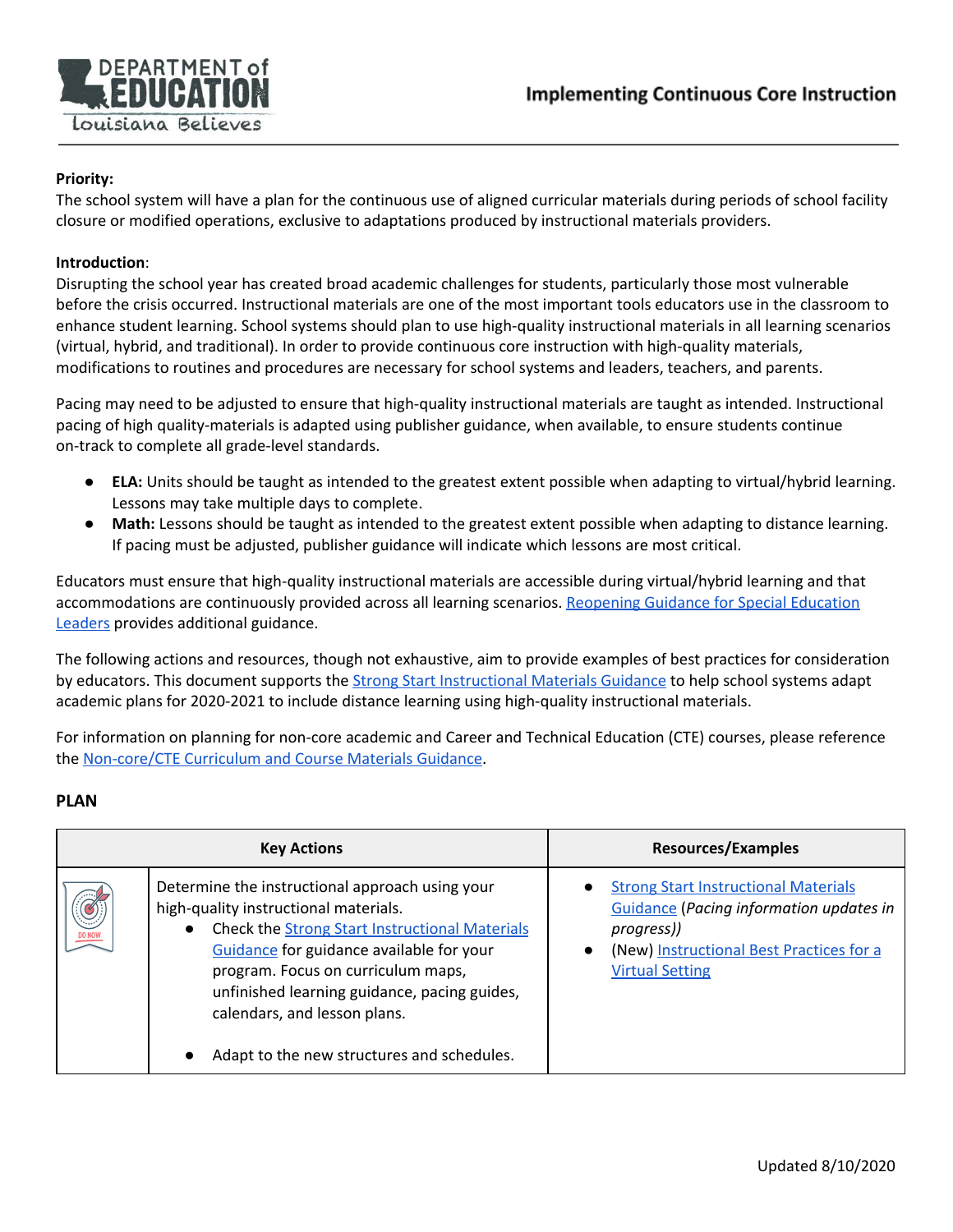# Implementing Continuous Core Instruction

**Priority:**
The school system will have a plan for the continuous use of aligned curricular materials during periods of school facility closure or modified operations, exclusive to adaptations produced by instructional materials providers.

**Introduction**:
Disrupting the school year has created broad academic challenges for students, particularly those most vulnerable before the crisis occurred. Instructional materials are one of the most important tools educators use in the classroom to enhance student learning. School systems should plan to use high-quality instructional materials in all learning scenarios (virtual, hybrid, and traditional). In order to provide continuous core instruction with high-quality materials, modifications to routines and procedures are necessary for school systems and leaders, teachers, and parents.

Pacing may need to be adjusted to ensure that high-quality instructional materials are taught as intended. Instructional pacing of high quality-materials is adapted using publisher guidance, when available, to ensure students continue on-track to complete all grade-level standards.

- **ELA:** Units should be taught as intended to the greatest extent possible when adapting to virtual/hybrid learning. Lessons may take multiple days to complete.
- **Math:** Lessons should be taught as intended to the greatest extent possible when adapting to distance learning. If pacing must be adjusted, publisher guidance will indicate which lessons are most critical.

Educators must ensure that high-quality instructional materials are accessible during virtual/hybrid learning and that accommodations are continuously provided across all learning scenarios. Reopening Guidance for Special Education Leaders provides additional guidance.

The following actions and resources, though not exhaustive, aim to provide examples of best practices for consideration by educators. This document supports the Strong Start Instructional Materials Guidance to help school systems adapt academic plans for 2020-2021 to include distance learning using high-quality instructional materials.

For information on planning for non-core academic and Career and Technical Education (CTE) courses, please reference the Non-core/CTE Curriculum and Course Materials Guidance.

**PLAN**

| Key Actions | | Resources/Examples |
|---|---|---|
| DO NOW | Determine the instructional approach using your high-quality instructional materials.<br>• Check the Strong Start Instructional Materials Guidance for guidance available for your program. Focus on curriculum maps, unfinished learning guidance, pacing guides, calendars, and lesson plans.<br>• Adapt to the new structures and schedules. | • Strong Start Instructional Materials Guidance (*Pacing information updates in progress)*)<br>• (New) Instructional Best Practices for a Virtual Setting |

Updated 8/10/2020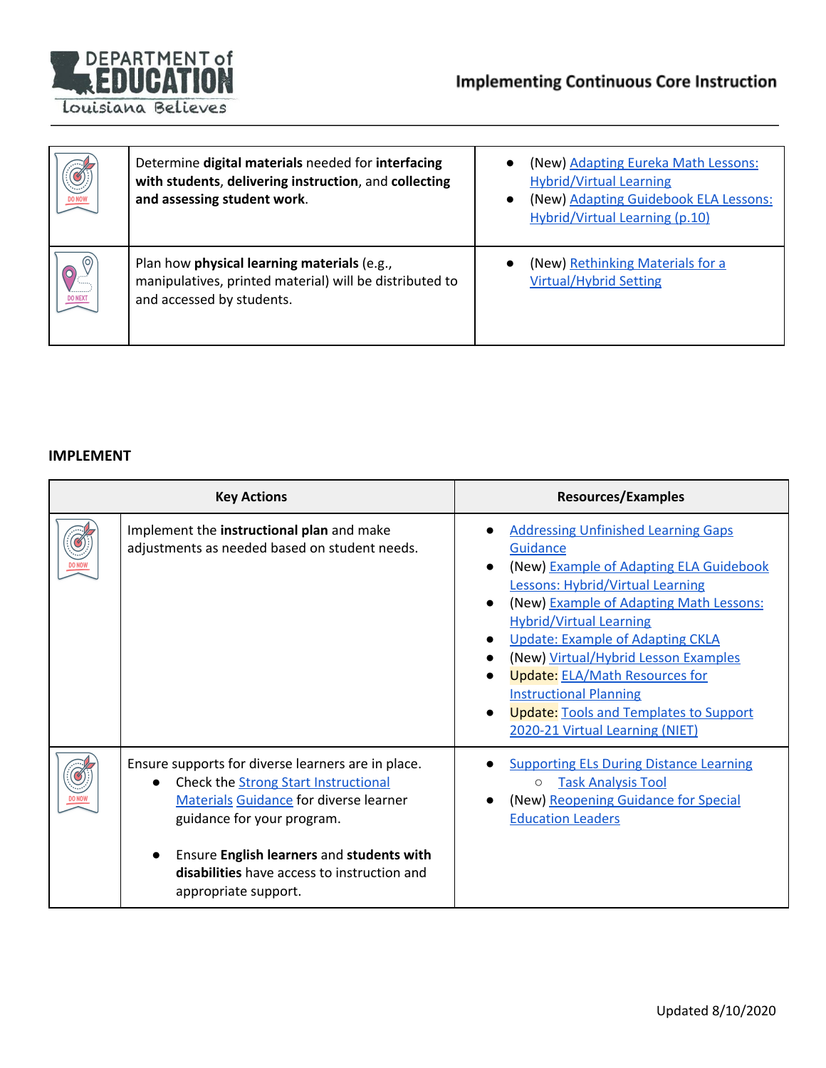| | | |
|---|---|---|
| DO NOW | Determine **digital materials** needed for **interfacing with students**, **delivering instruction**, and **collecting and assessing student work**. | • (New) Adapting Eureka Math Lessons: Hybrid/Virtual Learning<br>• (New) Adapting Guidebook ELA Lessons: Hybrid/Virtual Learning (p.10) |
| DO NEXT | Plan how **physical learning materials** (e.g., manipulatives, printed material) will be distributed to and accessed by students. | • (New) Rethinking Materials for a Virtual/Hybrid Setting |

**IMPLEMENT**

| Key Actions | | Resources/Examples |
|---|---|---|
| DO NOW | Implement the **instructional plan** and make adjustments as needed based on student needs. | • Addressing Unfinished Learning Gaps Guidance<br>• (New) Example of Adapting ELA Guidebook Lessons: Hybrid/Virtual Learning<br>• (New) Example of Adapting Math Lessons: Hybrid/Virtual Learning<br>• Update: Example of Adapting CKLA<br>• (New) Virtual/Hybrid Lesson Examples<br>• Update: ELA/Math Resources for Instructional Planning<br>• Update: Tools and Templates to Support 2020-21 Virtual Learning (NIET) |
| DO NOW | Ensure supports for diverse learners are in place.<br>• Check the Strong Start Instructional Materials Guidance for diverse learner guidance for your program.<br>• Ensure **English learners** and **students with disabilities** have access to instruction and appropriate support. | • Supporting ELs During Distance Learning<br>&nbsp;&nbsp;&nbsp;&nbsp;○ Task Analysis Tool<br>• (New) Reopening Guidance for Special Education Leaders |

Updated 8/10/2020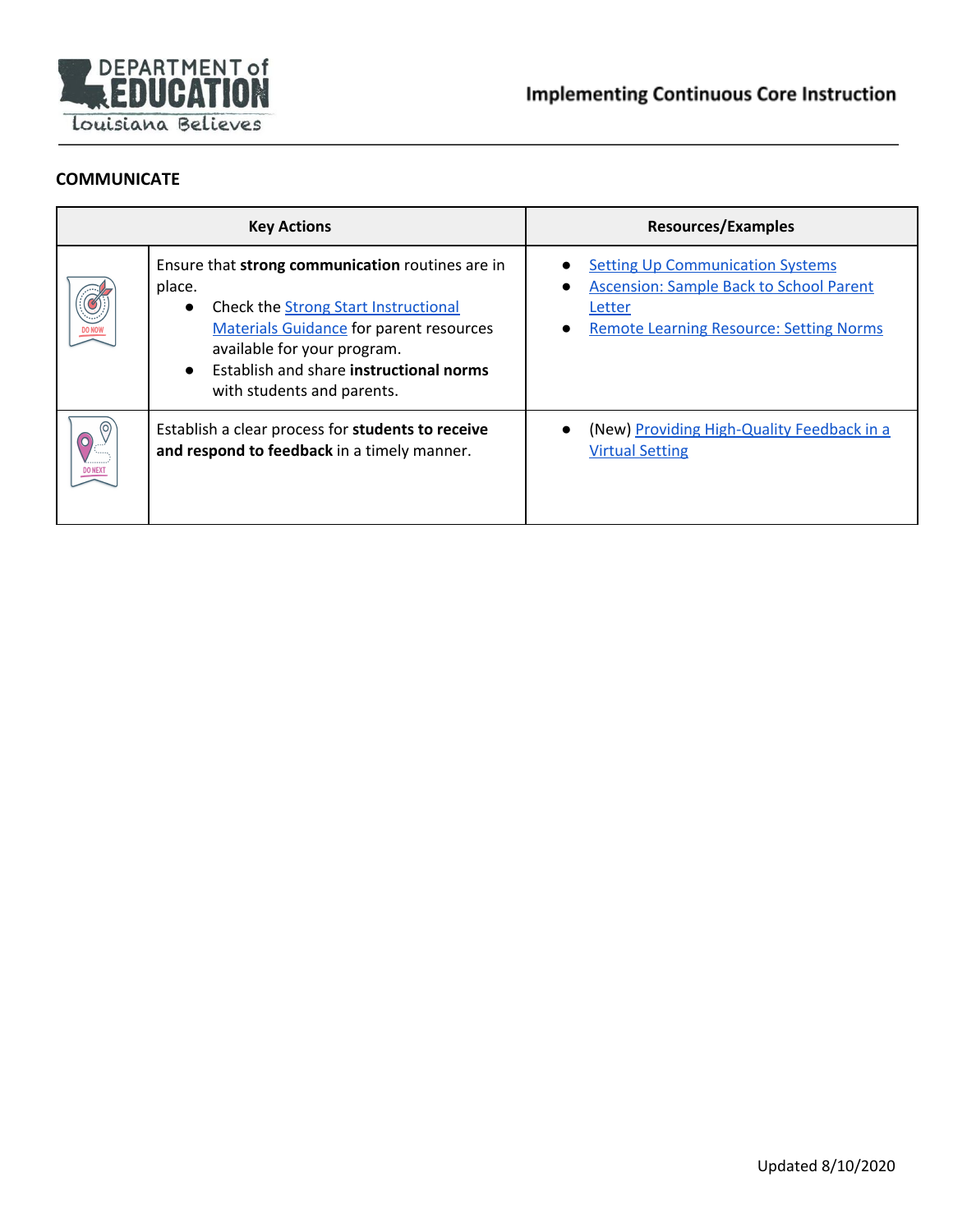## COMMUNICATE

| Key Actions | | Resources/Examples |
|---|---|---|
| DO NOW | Ensure that **strong communication** routines are in place.<br>● Check the Strong Start Instructional Materials Guidance for parent resources available for your program.<br>● Establish and share **instructional norms** with students and parents. | ● Setting Up Communication Systems<br>● Ascension: Sample Back to School Parent Letter<br>● Remote Learning Resource: Setting Norms |
| DO NEXT | Establish a clear process for **students to receive and respond to feedback** in a timely manner. | ● (New) Providing High-Quality Feedback in a Virtual Setting |

Updated 8/10/2020